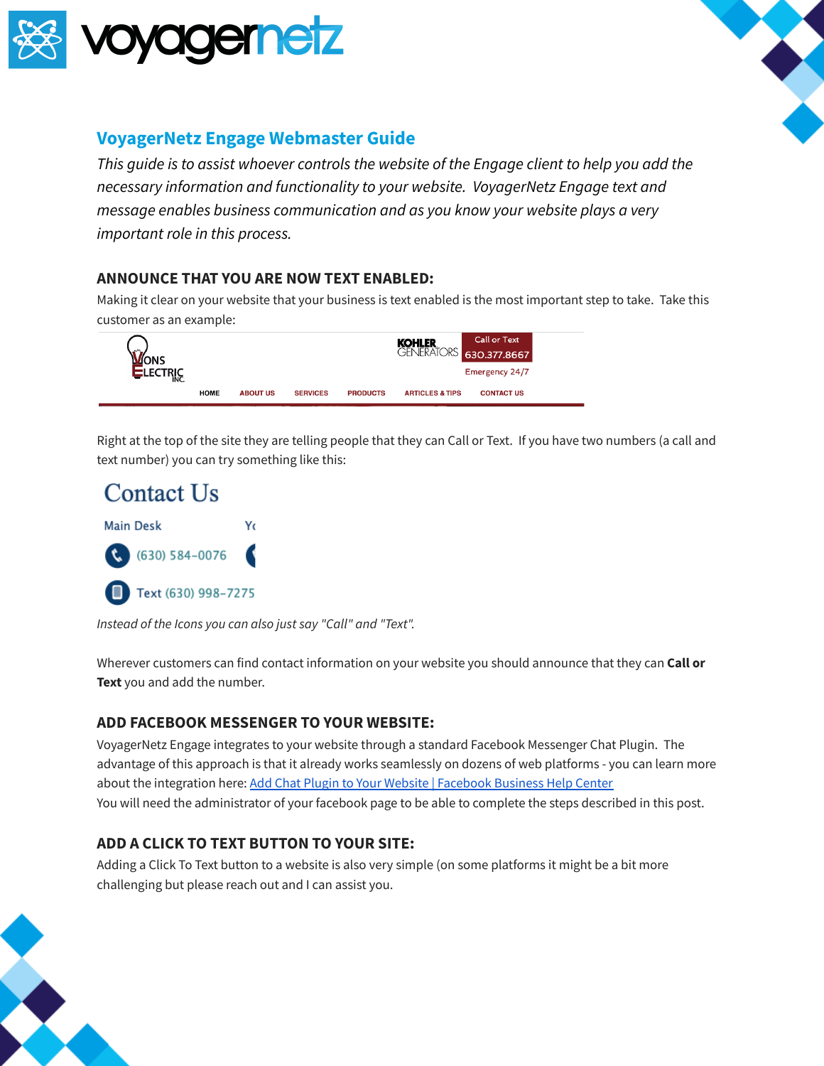## VoyagerNetz Engage Webmaster Guide

*This guide is to assist whoever controls the website of the Engage client to help you add the necessary information and functionality to your website. VoyagerNetz Engage text and message enables business communication and as you know your website plays a very important role in this process.*

### ANNOUNCE THAT YOU ARE NOW TEXT ENABLED:

Making it clear on your website that your business is text enabled is the most important step to take. Take this customer as an example:

Right at the top of the site they are telling people that they can Call or Text. If you have two numbers (a call and text number) you can try something like this:

*Instead of the Icons you can also just say "Call" and "Text".*

Wherever customers can find contact information on your website you should announce that they can **Call or Text** you and add the number.

### ADD FACEBOOK MESSENGER TO YOUR WEBSITE:

VoyagerNetz Engage integrates to your website through a standard Facebook Messenger Chat Plugin. The advantage of this approach is that it already works seamlessly on dozens of web platforms - you can learn more about the integration here: [Add Chat Plugin to Your Website | Facebook Business Help Center]()
You will need the administrator of your facebook page to be able to complete the steps described in this post.

### ADD A CLICK TO TEXT BUTTON TO YOUR SITE:

Adding a Click To Text button to a website is also very simple (on some platforms it might be a bit more challenging but please reach out and I can assist you.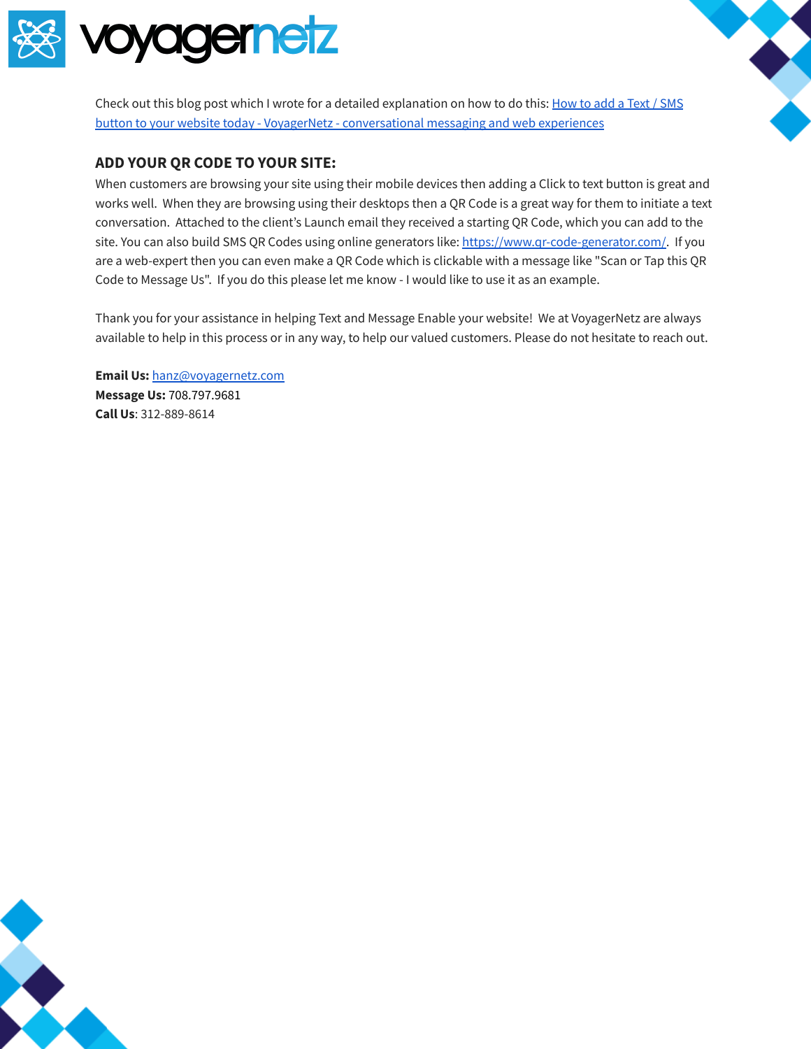Check out this blog post which I wrote for a detailed explanation on how to do this: [How to add a Text / SMS button to your website today - VoyagerNetz - conversational messaging and web experiences]()

## ADD YOUR QR CODE TO YOUR SITE:

When customers are browsing your site using their mobile devices then adding a Click to text button is great and works well. When they are browsing using their desktops then a QR Code is a great way for them to initiate a text conversation. Attached to the client's Launch email they received a starting QR Code, which you can add to the site. You can also build SMS QR Codes using online generators like: [https://www.qr-code-generator.com/](https://www.qr-code-generator.com/). If you are a web-expert then you can even make a QR Code which is clickable with a message like "Scan or Tap this QR Code to Message Us". If you do this please let me know - I would like to use it as an example.

Thank you for your assistance in helping Text and Message Enable your website! We at VoyagerNetz are always available to help in this process or in any way, to help our valued customers. Please do not hesitate to reach out.

**Email Us:** [hanz@voyagernetz.com](mailto:hanz@voyagernetz.com)
**Message Us:** 708.797.9681
**Call Us**: 312-889-8614